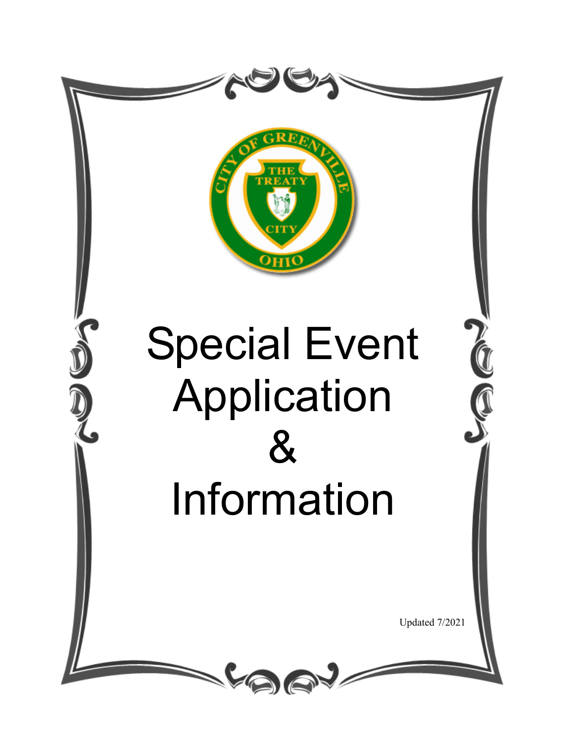# Special Event Application & Information

Updated 7/2021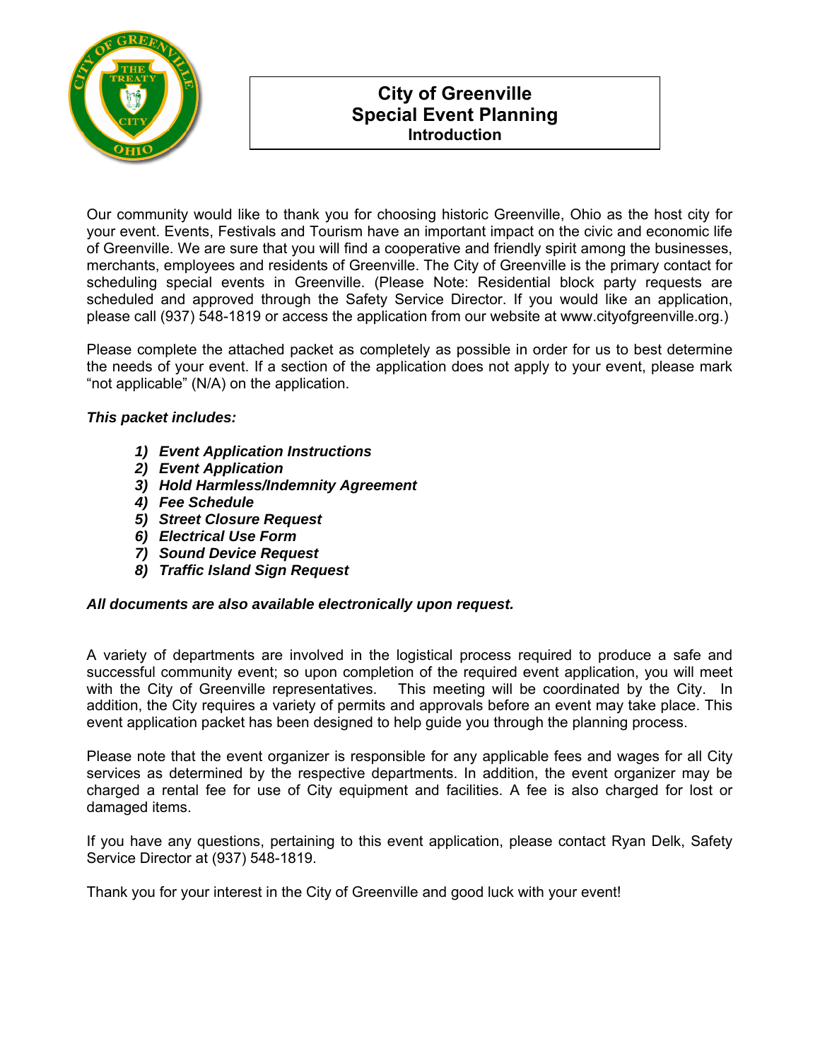# City of Greenville
# Special Event Planning
## Introduction

Our community would like to thank you for choosing historic Greenville, Ohio as the host city for your event. Events, Festivals and Tourism have an important impact on the civic and economic life of Greenville. We are sure that you will find a cooperative and friendly spirit among the businesses, merchants, employees and residents of Greenville. The City of Greenville is the primary contact for scheduling special events in Greenville. (Please Note: Residential block party requests are scheduled and approved through the Safety Service Director. If you would like an application, please call (937) 548-1819 or access the application from our website at www.cityofgreenville.org.)

Please complete the attached packet as completely as possible in order for us to best determine the needs of your event. If a section of the application does not apply to your event, please mark "not applicable" (N/A) on the application.

***This packet includes:***

1) ***Event Application Instructions***
2) ***Event Application***
3) ***Hold Harmless/Indemnity Agreement***
4) ***Fee Schedule***
5) ***Street Closure Request***
6) ***Electrical Use Form***
7) ***Sound Device Request***
8) ***Traffic Island Sign Request***

***All documents are also available electronically upon request.***

A variety of departments are involved in the logistical process required to produce a safe and successful community event; so upon completion of the required event application, you will meet with the City of Greenville representatives. This meeting will be coordinated by the City. In addition, the City requires a variety of permits and approvals before an event may take place. This event application packet has been designed to help guide you through the planning process.

Please note that the event organizer is responsible for any applicable fees and wages for all City services as determined by the respective departments. In addition, the event organizer may be charged a rental fee for use of City equipment and facilities. A fee is also charged for lost or damaged items.

If you have any questions, pertaining to this event application, please contact Ryan Delk, Safety Service Director at (937) 548-1819.

Thank you for your interest in the City of Greenville and good luck with your event!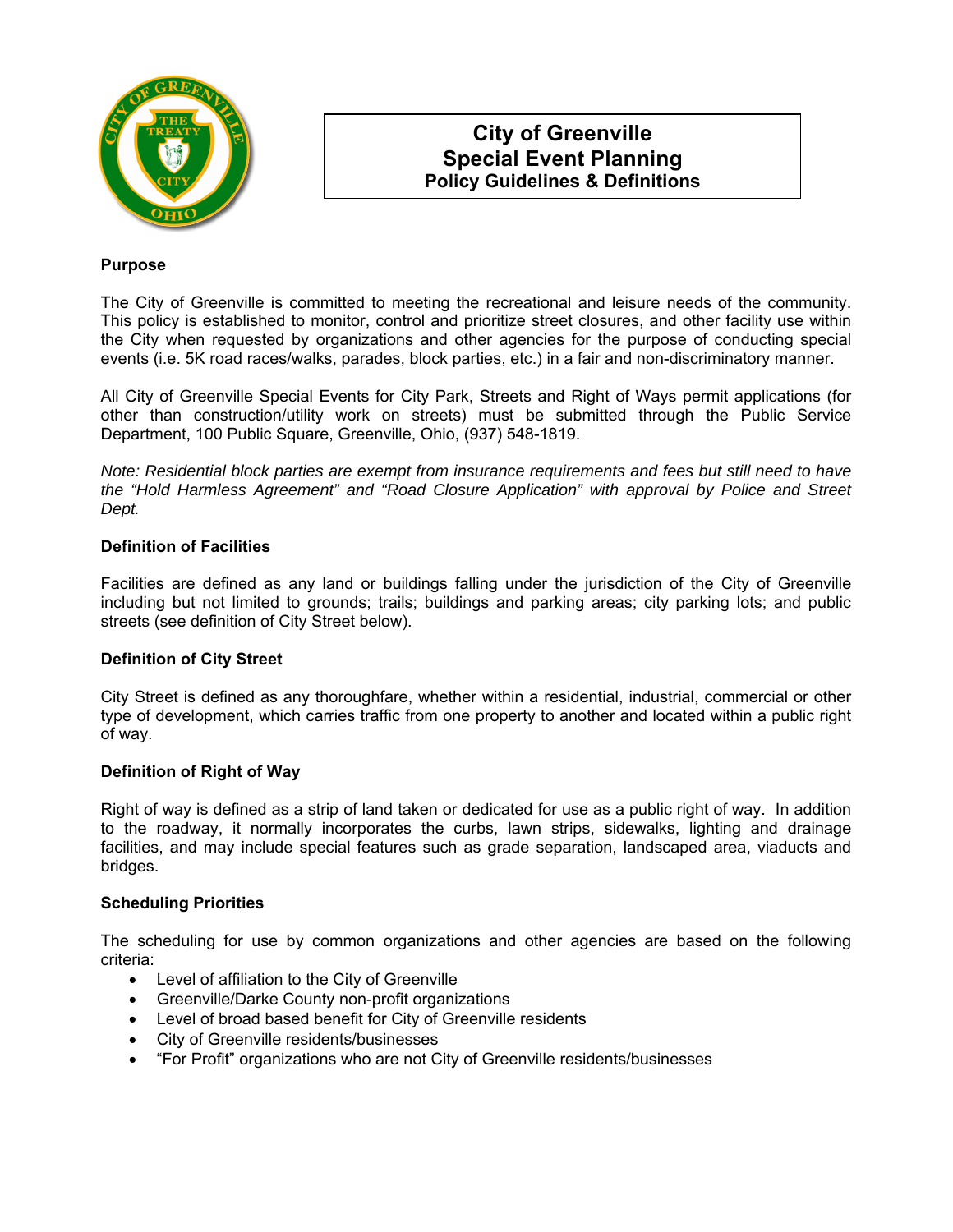# City of Greenville
## Special Event Planning
### Policy Guidelines & Definitions

**Purpose**

The City of Greenville is committed to meeting the recreational and leisure needs of the community. This policy is established to monitor, control and prioritize street closures, and other facility use within the City when requested by organizations and other agencies for the purpose of conducting special events (i.e. 5K road races/walks, parades, block parties, etc.) in a fair and non-discriminatory manner.

All City of Greenville Special Events for City Park, Streets and Right of Ways permit applications (for other than construction/utility work on streets) must be submitted through the Public Service Department, 100 Public Square, Greenville, Ohio, (937) 548-1819.

*Note: Residential block parties are exempt from insurance requirements and fees but still need to have the "Hold Harmless Agreement" and "Road Closure Application" with approval by Police and Street Dept.*

**Definition of Facilities**

Facilities are defined as any land or buildings falling under the jurisdiction of the City of Greenville including but not limited to grounds; trails; buildings and parking areas; city parking lots; and public streets (see definition of City Street below).

**Definition of City Street**

City Street is defined as any thoroughfare, whether within a residential, industrial, commercial or other type of development, which carries traffic from one property to another and located within a public right of way.

**Definition of Right of Way**

Right of way is defined as a strip of land taken or dedicated for use as a public right of way. In addition to the roadway, it normally incorporates the curbs, lawn strips, sidewalks, lighting and drainage facilities, and may include special features such as grade separation, landscaped area, viaducts and bridges.

**Scheduling Priorities**

The scheduling for use by common organizations and other agencies are based on the following criteria:

- Level of affiliation to the City of Greenville
- Greenville/Darke County non-profit organizations
- Level of broad based benefit for City of Greenville residents
- City of Greenville residents/businesses
- "For Profit" organizations who are not City of Greenville residents/businesses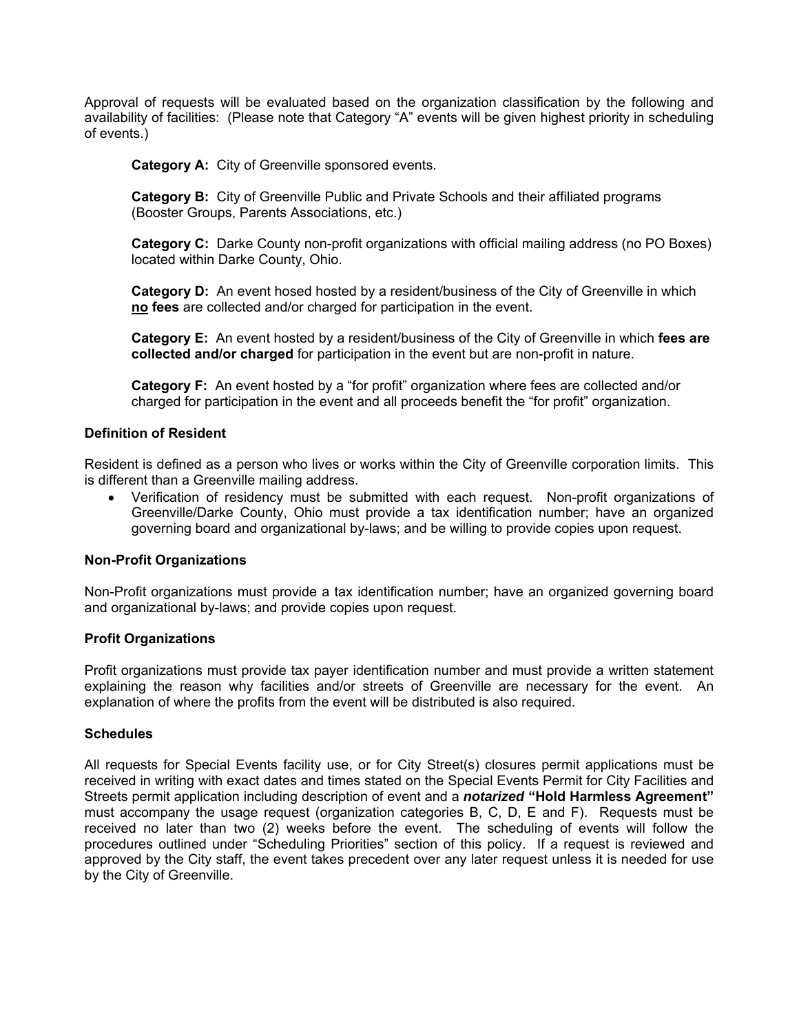Approval of requests will be evaluated based on the organization classification by the following and availability of facilities: (Please note that Category "A" events will be given highest priority in scheduling of events.)

**Category A:** City of Greenville sponsored events.

**Category B:** City of Greenville Public and Private Schools and their affiliated programs (Booster Groups, Parents Associations, etc.)

**Category C:** Darke County non-profit organizations with official mailing address (no PO Boxes) located within Darke County, Ohio.

**Category D:** An event hosed hosted by a resident/business of the City of Greenville in which **<u>no</u> fees** are collected and/or charged for participation in the event.

**Category E:** An event hosted by a resident/business of the City of Greenville in which **fees are collected and/or charged** for participation in the event but are non-profit in nature.

**Category F:** An event hosted by a "for profit" organization where fees are collected and/or charged for participation in the event and all proceeds benefit the "for profit" organization.

**Definition of Resident**

Resident is defined as a person who lives or works within the City of Greenville corporation limits. This is different than a Greenville mailing address.

- Verification of residency must be submitted with each request. Non-profit organizations of Greenville/Darke County, Ohio must provide a tax identification number; have an organized governing board and organizational by-laws; and be willing to provide copies upon request.

**Non-Profit Organizations**

Non-Profit organizations must provide a tax identification number; have an organized governing board and organizational by-laws; and provide copies upon request.

**Profit Organizations**

Profit organizations must provide tax payer identification number and must provide a written statement explaining the reason why facilities and/or streets of Greenville are necessary for the event. An explanation of where the profits from the event will be distributed is also required.

**Schedules**

All requests for Special Events facility use, or for City Street(s) closures permit applications must be received in writing with exact dates and times stated on the Special Events Permit for City Facilities and Streets permit application including description of event and a ***notarized*** **"Hold Harmless Agreement"** must accompany the usage request (organization categories B, C, D, E and F). Requests must be received no later than two (2) weeks before the event. The scheduling of events will follow the procedures outlined under "Scheduling Priorities" section of this policy. If a request is reviewed and approved by the City staff, the event takes precedent over any later request unless it is needed for use by the City of Greenville.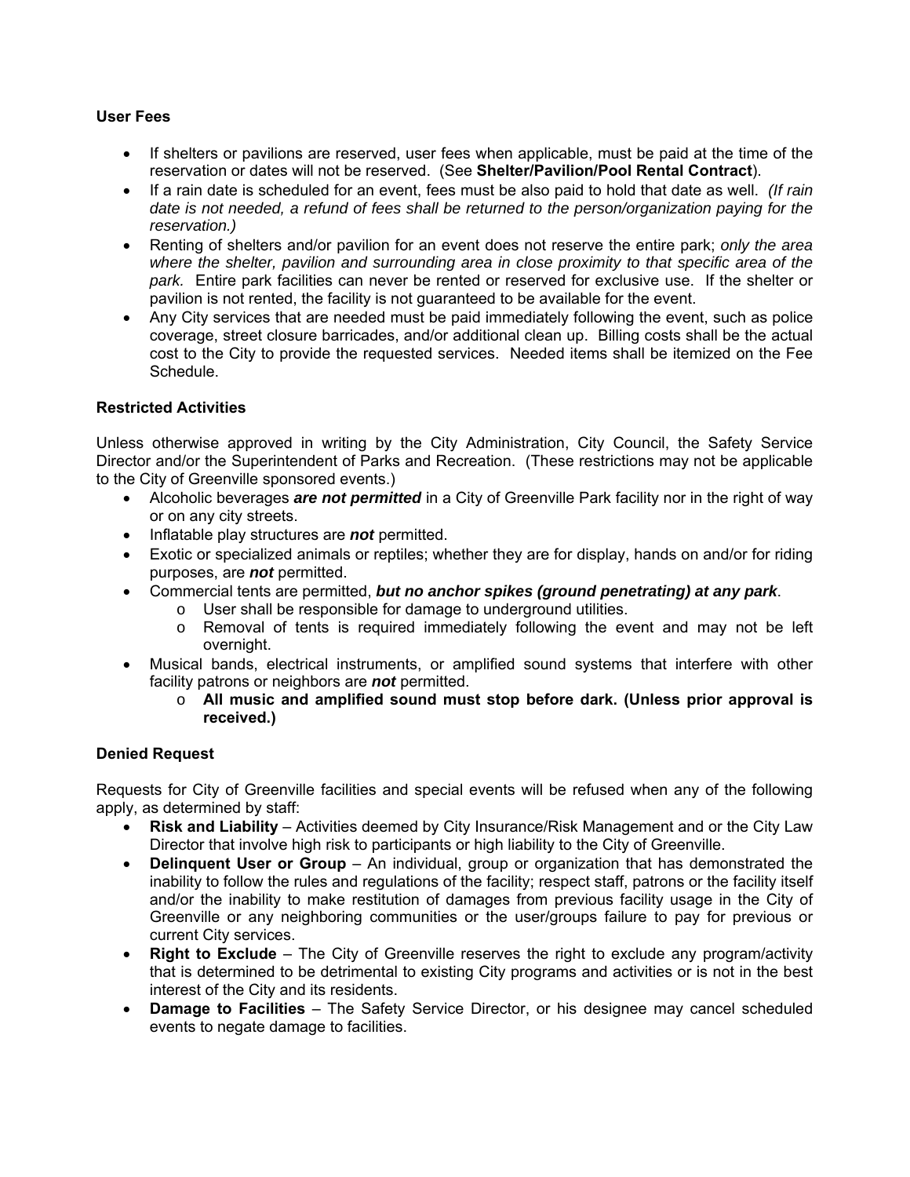**User Fees**

- If shelters or pavilions are reserved, user fees when applicable, must be paid at the time of the reservation or dates will not be reserved. (See **Shelter/Pavilion/Pool Rental Contract**).
- If a rain date is scheduled for an event, fees must be also paid to hold that date as well. *(If rain date is not needed, a refund of fees shall be returned to the person/organization paying for the reservation.)*
- Renting of shelters and/or pavilion for an event does not reserve the entire park; *only the area where the shelter, pavilion and surrounding area in close proximity to that specific area of the park.* Entire park facilities can never be rented or reserved for exclusive use. If the shelter or pavilion is not rented, the facility is not guaranteed to be available for the event.
- Any City services that are needed must be paid immediately following the event, such as police coverage, street closure barricades, and/or additional clean up. Billing costs shall be the actual cost to the City to provide the requested services. Needed items shall be itemized on the Fee Schedule.

**Restricted Activities**

Unless otherwise approved in writing by the City Administration, City Council, the Safety Service Director and/or the Superintendent of Parks and Recreation. (These restrictions may not be applicable to the City of Greenville sponsored events.)

- Alcoholic beverages ***are not permitted*** in a City of Greenville Park facility nor in the right of way or on any city streets.
- Inflatable play structures are ***not*** permitted.
- Exotic or specialized animals or reptiles; whether they are for display, hands on and/or for riding purposes, are ***not*** permitted.
- Commercial tents are permitted, ***but no anchor spikes (ground penetrating) at any park***.
  - User shall be responsible for damage to underground utilities.
  - Removal of tents is required immediately following the event and may not be left overnight.
- Musical bands, electrical instruments, or amplified sound systems that interfere with other facility patrons or neighbors are ***not*** permitted.
  - **All music and amplified sound must stop before dark. (Unless prior approval is received.)**

**Denied Request**

Requests for City of Greenville facilities and special events will be refused when any of the following apply, as determined by staff:

- **Risk and Liability** – Activities deemed by City Insurance/Risk Management and or the City Law Director that involve high risk to participants or high liability to the City of Greenville.
- **Delinquent User or Group** – An individual, group or organization that has demonstrated the inability to follow the rules and regulations of the facility; respect staff, patrons or the facility itself and/or the inability to make restitution of damages from previous facility usage in the City of Greenville or any neighboring communities or the user/groups failure to pay for previous or current City services.
- **Right to Exclude** – The City of Greenville reserves the right to exclude any program/activity that is determined to be detrimental to existing City programs and activities or is not in the best interest of the City and its residents.
- **Damage to Facilities** – The Safety Service Director, or his designee may cancel scheduled events to negate damage to facilities.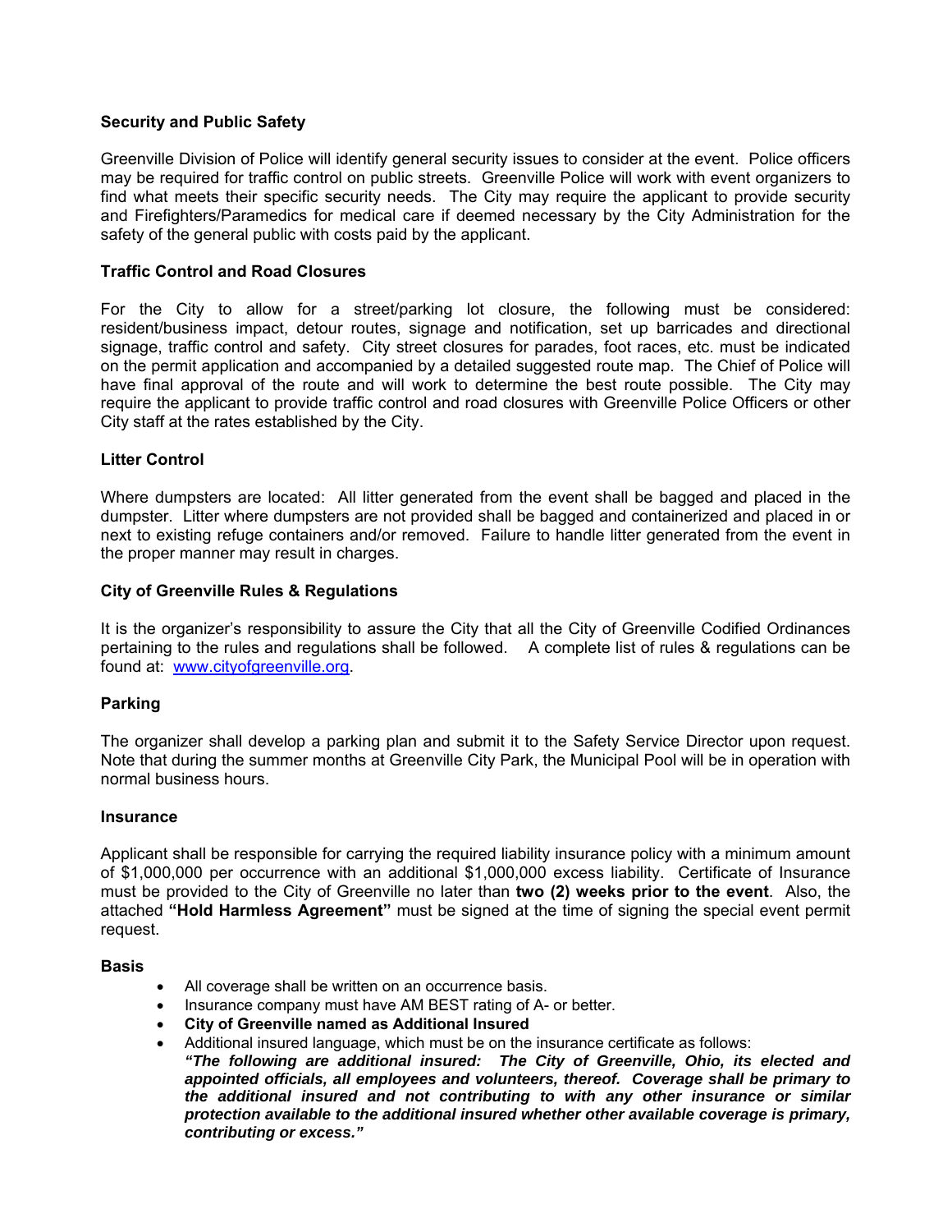**Security and Public Safety**

Greenville Division of Police will identify general security issues to consider at the event. Police officers may be required for traffic control on public streets. Greenville Police will work with event organizers to find what meets their specific security needs. The City may require the applicant to provide security and Firefighters/Paramedics for medical care if deemed necessary by the City Administration for the safety of the general public with costs paid by the applicant.

**Traffic Control and Road Closures**

For the City to allow for a street/parking lot closure, the following must be considered: resident/business impact, detour routes, signage and notification, set up barricades and directional signage, traffic control and safety. City street closures for parades, foot races, etc. must be indicated on the permit application and accompanied by a detailed suggested route map. The Chief of Police will have final approval of the route and will work to determine the best route possible. The City may require the applicant to provide traffic control and road closures with Greenville Police Officers or other City staff at the rates established by the City.

**Litter Control**

Where dumpsters are located: All litter generated from the event shall be bagged and placed in the dumpster. Litter where dumpsters are not provided shall be bagged and containerized and placed in or next to existing refuge containers and/or removed. Failure to handle litter generated from the event in the proper manner may result in charges.

**City of Greenville Rules & Regulations**

It is the organizer's responsibility to assure the City that all the City of Greenville Codified Ordinances pertaining to the rules and regulations shall be followed. A complete list of rules & regulations can be found at: www.cityofgreenville.org.

**Parking**

The organizer shall develop a parking plan and submit it to the Safety Service Director upon request. Note that during the summer months at Greenville City Park, the Municipal Pool will be in operation with normal business hours.

**Insurance**

Applicant shall be responsible for carrying the required liability insurance policy with a minimum amount of $1,000,000 per occurrence with an additional $1,000,000 excess liability. Certificate of Insurance must be provided to the City of Greenville no later than **two (2) weeks prior to the event**. Also, the attached **"Hold Harmless Agreement"** must be signed at the time of signing the special event permit request.

**Basis**

- All coverage shall be written on an occurrence basis.
- Insurance company must have AM BEST rating of A- or better.
- **City of Greenville named as Additional Insured**
- Additional insured language, which must be on the insurance certificate as follows:
  ***"The following are additional insured: The City of Greenville, Ohio, its elected and appointed officials, all employees and volunteers, thereof. Coverage shall be primary to the additional insured and not contributing to with any other insurance or similar protection available to the additional insured whether other available coverage is primary, contributing or excess."***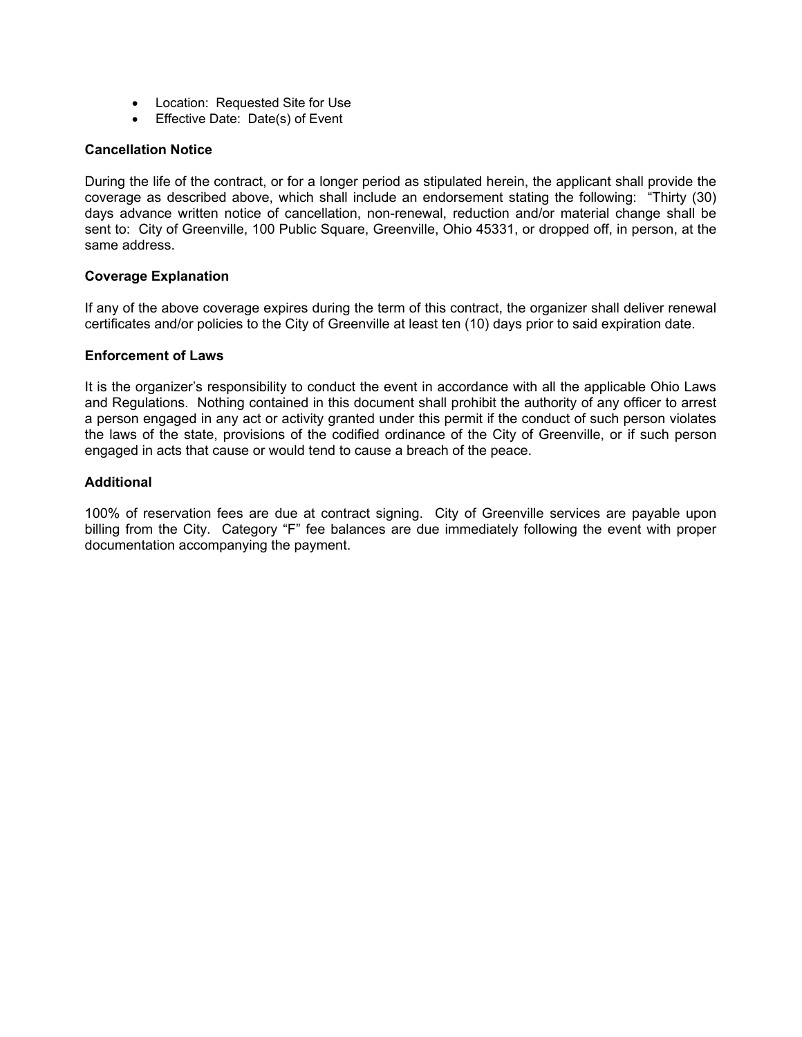- Location: Requested Site for Use
- Effective Date: Date(s) of Event

**Cancellation Notice**

During the life of the contract, or for a longer period as stipulated herein, the applicant shall provide the coverage as described above, which shall include an endorsement stating the following: "Thirty (30) days advance written notice of cancellation, non-renewal, reduction and/or material change shall be sent to: City of Greenville, 100 Public Square, Greenville, Ohio 45331, or dropped off, in person, at the same address.

**Coverage Explanation**

If any of the above coverage expires during the term of this contract, the organizer shall deliver renewal certificates and/or policies to the City of Greenville at least ten (10) days prior to said expiration date.

**Enforcement of Laws**

It is the organizer's responsibility to conduct the event in accordance with all the applicable Ohio Laws and Regulations. Nothing contained in this document shall prohibit the authority of any officer to arrest a person engaged in any act or activity granted under this permit if the conduct of such person violates the laws of the state, provisions of the codified ordinance of the City of Greenville, or if such person engaged in acts that cause or would tend to cause a breach of the peace.

**Additional**

100% of reservation fees are due at contract signing. City of Greenville services are payable upon billing from the City. Category "F" fee balances are due immediately following the event with proper documentation accompanying the payment.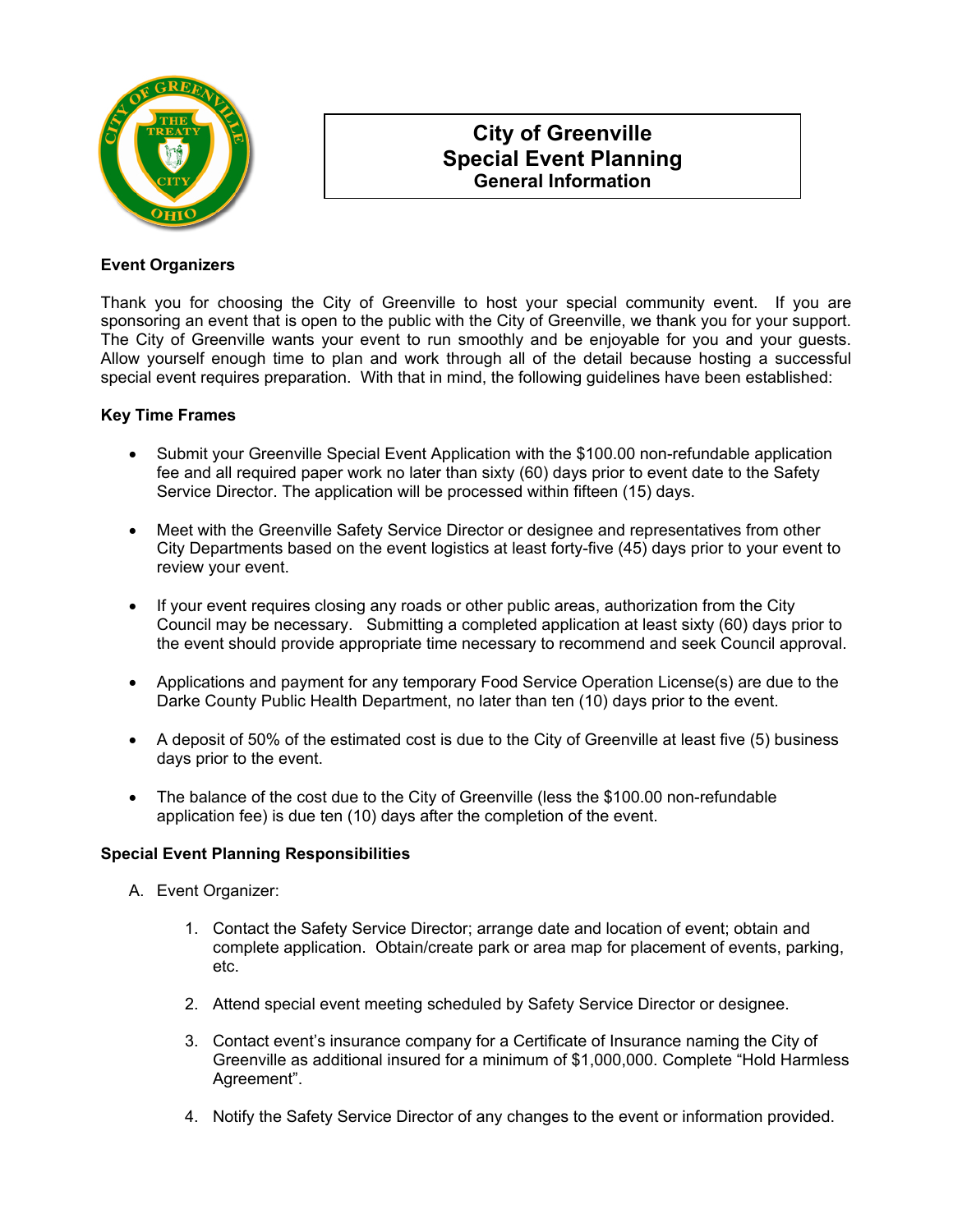# City of Greenville
## Special Event Planning
### General Information

**Event Organizers**

Thank you for choosing the City of Greenville to host your special community event. If you are sponsoring an event that is open to the public with the City of Greenville, we thank you for your support. The City of Greenville wants your event to run smoothly and be enjoyable for you and your guests. Allow yourself enough time to plan and work through all of the detail because hosting a successful special event requires preparation. With that in mind, the following guidelines have been established:

**Key Time Frames**

- Submit your Greenville Special Event Application with the $100.00 non-refundable application fee and all required paper work no later than sixty (60) days prior to event date to the Safety Service Director. The application will be processed within fifteen (15) days.
- Meet with the Greenville Safety Service Director or designee and representatives from other City Departments based on the event logistics at least forty-five (45) days prior to your event to review your event.
- If your event requires closing any roads or other public areas, authorization from the City Council may be necessary. Submitting a completed application at least sixty (60) days prior to the event should provide appropriate time necessary to recommend and seek Council approval.
- Applications and payment for any temporary Food Service Operation License(s) are due to the Darke County Public Health Department, no later than ten (10) days prior to the event.
- A deposit of 50% of the estimated cost is due to the City of Greenville at least five (5) business days prior to the event.
- The balance of the cost due to the City of Greenville (less the $100.00 non-refundable application fee) is due ten (10) days after the completion of the event.

**Special Event Planning Responsibilities**

A. Event Organizer:

1. Contact the Safety Service Director; arrange date and location of event; obtain and complete application. Obtain/create park or area map for placement of events, parking, etc.
2. Attend special event meeting scheduled by Safety Service Director or designee.
3. Contact event's insurance company for a Certificate of Insurance naming the City of Greenville as additional insured for a minimum of $1,000,000. Complete "Hold Harmless Agreement".
4. Notify the Safety Service Director of any changes to the event or information provided.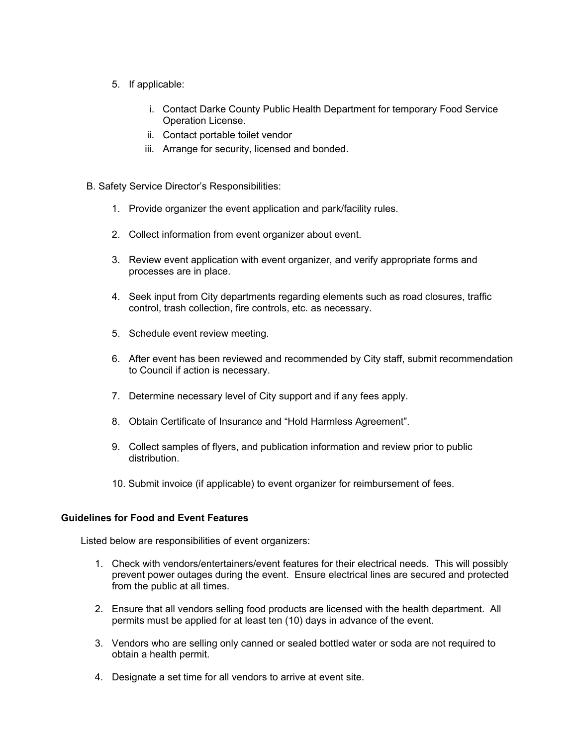5. If applicable:

    i. Contact Darke County Public Health Department for temporary Food Service Operation License.
    ii. Contact portable toilet vendor
    iii. Arrange for security, licensed and bonded.

B. Safety Service Director's Responsibilities:

1. Provide organizer the event application and park/facility rules.
2. Collect information from event organizer about event.
3. Review event application with event organizer, and verify appropriate forms and processes are in place.
4. Seek input from City departments regarding elements such as road closures, traffic control, trash collection, fire controls, etc. as necessary.
5. Schedule event review meeting.
6. After event has been reviewed and recommended by City staff, submit recommendation to Council if action is necessary.
7. Determine necessary level of City support and if any fees apply.
8. Obtain Certificate of Insurance and "Hold Harmless Agreement".
9. Collect samples of flyers, and publication information and review prior to public distribution.
10. Submit invoice (if applicable) to event organizer for reimbursement of fees.

**Guidelines for Food and Event Features**

Listed below are responsibilities of event organizers:

1. Check with vendors/entertainers/event features for their electrical needs. This will possibly prevent power outages during the event. Ensure electrical lines are secured and protected from the public at all times.
2. Ensure that all vendors selling food products are licensed with the health department. All permits must be applied for at least ten (10) days in advance of the event.
3. Vendors who are selling only canned or sealed bottled water or soda are not required to obtain a health permit.
4. Designate a set time for all vendors to arrive at event site.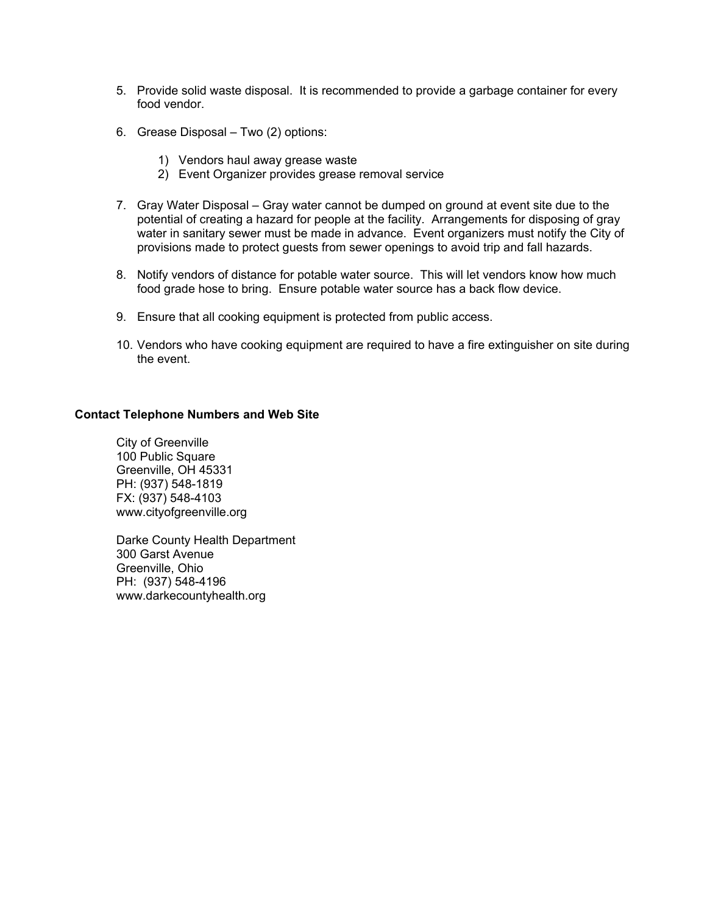5. Provide solid waste disposal. It is recommended to provide a garbage container for every food vendor.

6. Grease Disposal – Two (2) options:

   1) Vendors haul away grease waste
   2) Event Organizer provides grease removal service

7. Gray Water Disposal – Gray water cannot be dumped on ground at event site due to the potential of creating a hazard for people at the facility. Arrangements for disposing of gray water in sanitary sewer must be made in advance. Event organizers must notify the City of provisions made to protect guests from sewer openings to avoid trip and fall hazards.

8. Notify vendors of distance for potable water source. This will let vendors know how much food grade hose to bring. Ensure potable water source has a back flow device.

9. Ensure that all cooking equipment is protected from public access.

10. Vendors who have cooking equipment are required to have a fire extinguisher on site during the event.

**Contact Telephone Numbers and Web Site**

City of Greenville
100 Public Square
Greenville, OH 45331
PH: (937) 548-1819
FX: (937) 548-4103
www.cityofgreenville.org

Darke County Health Department
300 Garst Avenue
Greenville, Ohio
PH: (937) 548-4196
www.darkecountyhealth.org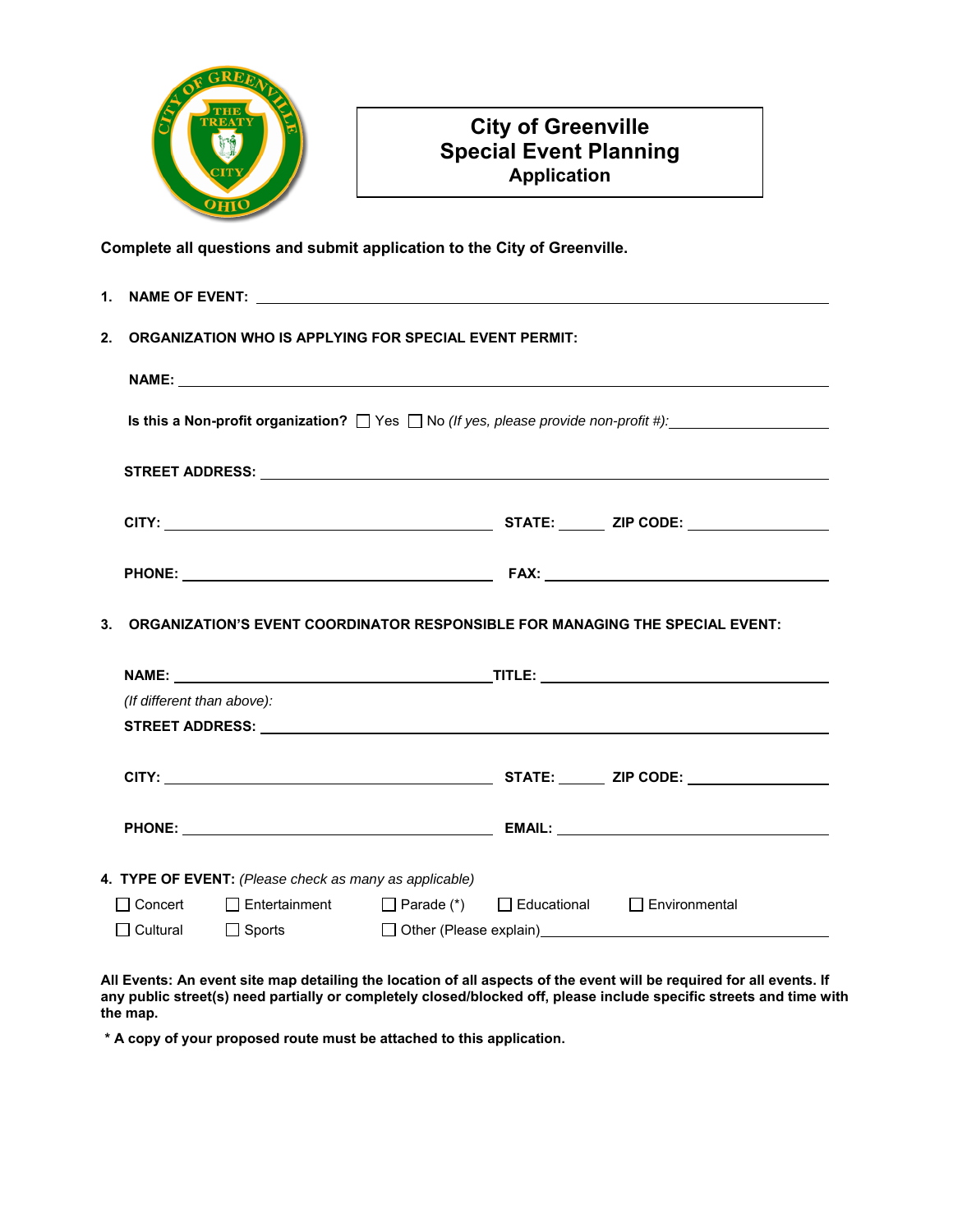# City of Greenville Special Event Planning Application

**Complete all questions and submit application to the City of Greenville.**

1. **NAME OF EVENT:** ______________________________

2. **ORGANIZATION WHO IS APPLYING FOR SPECIAL EVENT PERMIT:**

   **NAME:** ______________________________

   **Is this a Non-profit organization?** ☐ Yes ☐ No *(If yes, please provide non-profit #):* ____________

   **STREET ADDRESS:** ______________________________

   **CITY:** ____________________ **STATE:** ______ **ZIP CODE:** ____________

   **PHONE:** ____________________ **FAX:** ____________________

3. **ORGANIZATION'S EVENT COORDINATOR RESPONSIBLE FOR MANAGING THE SPECIAL EVENT:**

   **NAME:** ____________________ **TITLE:** ____________________

   *(If different than above):*

   **STREET ADDRESS:** ______________________________

   **CITY:** ____________________ **STATE:** ______ **ZIP CODE:** ____________

   **PHONE:** ____________________ **EMAIL:** ____________________

4. **TYPE OF EVENT:** *(Please check as many as applicable)*

   ☐ Concert ☐ Entertainment ☐ Parade (*) ☐ Educational ☐ Environmental

   ☐ Cultural ☐ Sports ☐ Other (Please explain) ____________________

**All Events: An event site map detailing the location of all aspects of the event will be required for all events. If any public street(s) need partially or completely closed/blocked off, please include specific streets and time with the map.**

**\* A copy of your proposed route must be attached to this application.**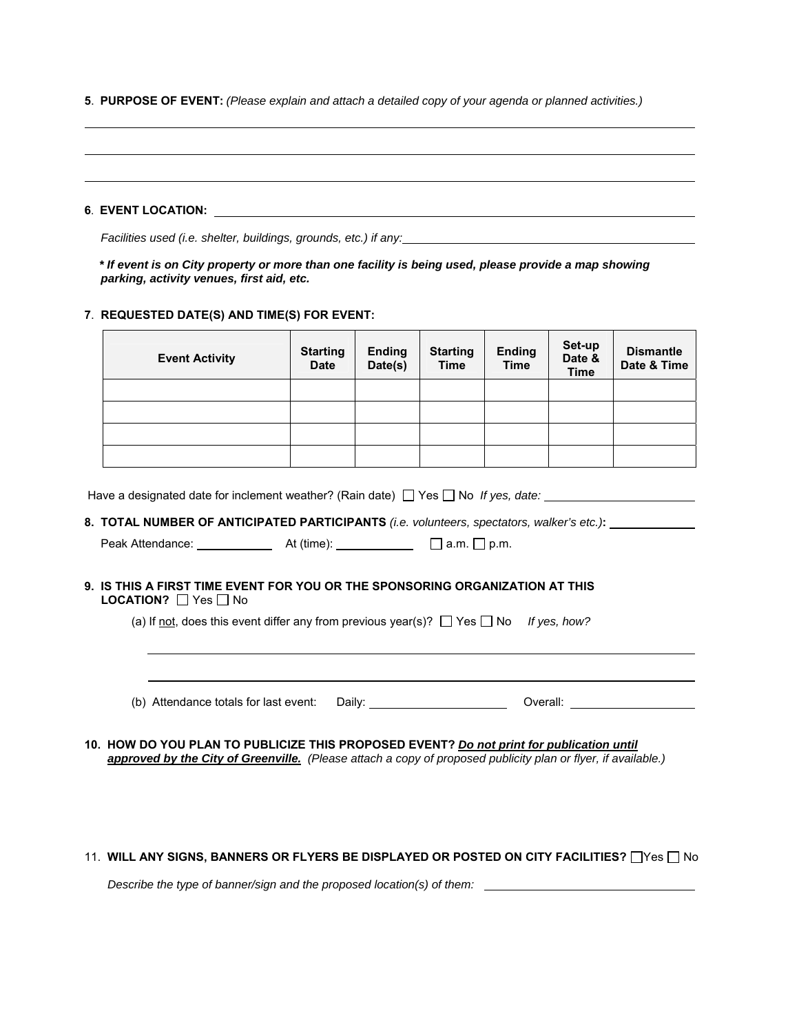**5**. **PURPOSE OF EVENT:** *(Please explain and attach a detailed copy of your agenda or planned activities.)*

______________________________________________________________________________

______________________________________________________________________________

______________________________________________________________________________

**6**. **EVENT LOCATION:** ______________________________________________________________

*Facilities used (i.e. shelter, buildings, grounds, etc.) if any:* ______________________________________

***\* If event is on City property or more than one facility is being used, please provide a map showing parking, activity venues, first aid, etc.***

**7**. **REQUESTED DATE(S) AND TIME(S) FOR EVENT:**

| Event Activity | Starting Date | Ending Date(s) | Starting Time | Ending Time | Set-up Date & Time | Dismantle Date & Time |
|---|---|---|---|---|---|---|
| | | | | | | |
| | | | | | | |
| | | | | | | |
| | | | | | | |

Have a designated date for inclement weather? (Rain date) ☐ Yes ☐ No *If yes, date:* ______________________

**8. TOTAL NUMBER OF ANTICIPATED PARTICIPANTS** *(i.e. volunteers, spectators, walker's etc.)***:** ____________

Peak Attendance: ___________ At (time): ___________ ☐ a.m. ☐ p.m.

**9. IS THIS A FIRST TIME EVENT FOR YOU OR THE SPONSORING ORGANIZATION AT THIS LOCATION?** ☐ Yes ☐ No

(a) If <u>not</u>, does this event differ any from previous year(s)? ☐ Yes ☐ No *If yes, how?*

______________________________________________________________________________

______________________________________________________________________________

(b) Attendance totals for last event: Daily: ____________________ Overall: ___________________

**10. HOW DO YOU PLAN TO PUBLICIZE THIS PROPOSED EVENT? *<u>Do not print for publication until approved by the City of Greenville.</u>*** *(Please attach a copy of proposed publicity plan or flyer, if available.)*

11. **WILL ANY SIGNS, BANNERS OR FLYERS BE DISPLAYED OR POSTED ON CITY FACILITIES?** ☐ Yes ☐ No

*Describe the type of banner/sign and the proposed location(s) of them:* ________________________________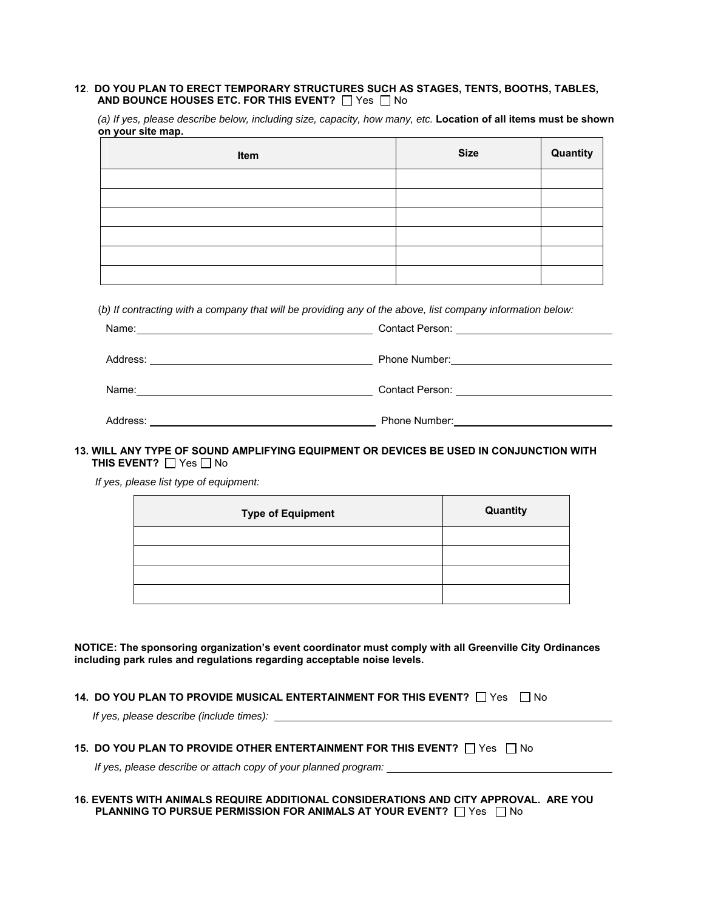**12. DO YOU PLAN TO ERECT TEMPORARY STRUCTURES SUCH AS STAGES, TENTS, BOOTHS, TABLES, AND BOUNCE HOUSES ETC. FOR THIS EVENT?** ☐ Yes ☐ No

*(a) If yes, please describe below, including size, capacity, how many, etc.* **Location of all items must be shown on your site map.**

| Item | Size | Quantity |
|---|---|---|
| | | |
| | | |
| | | |
| | | |
| | | |
| | | |

*(b) If contracting with a company that will be providing any of the above, list company information below:*

Name: ______________________________ Contact Person: ______________________________

Address: ______________________________ Phone Number: ______________________________

Name: ______________________________ Contact Person: ______________________________

Address: ______________________________ Phone Number: ______________________________

**13. WILL ANY TYPE OF SOUND AMPLIFYING EQUIPMENT OR DEVICES BE USED IN CONJUNCTION WITH THIS EVENT?** ☐ Yes ☐ No

*If yes, please list type of equipment:*

| Type of Equipment | Quantity |
|---|---|
| | |
| | |
| | |
| | |

**NOTICE: The sponsoring organization's event coordinator must comply with all Greenville City Ordinances including park rules and regulations regarding acceptable noise levels.**

**14. DO YOU PLAN TO PROVIDE MUSICAL ENTERTAINMENT FOR THIS EVENT?** ☐ Yes ☐ No

*If yes, please describe (include times):* ______________________________

**15. DO YOU PLAN TO PROVIDE OTHER ENTERTAINMENT FOR THIS EVENT?** ☐ Yes ☐ No

*If yes, please describe or attach copy of your planned program:* ______________________________

**16. EVENTS WITH ANIMALS REQUIRE ADDITIONAL CONSIDERATIONS AND CITY APPROVAL. ARE YOU PLANNING TO PURSUE PERMISSION FOR ANIMALS AT YOUR EVENT?** ☐ Yes ☐ No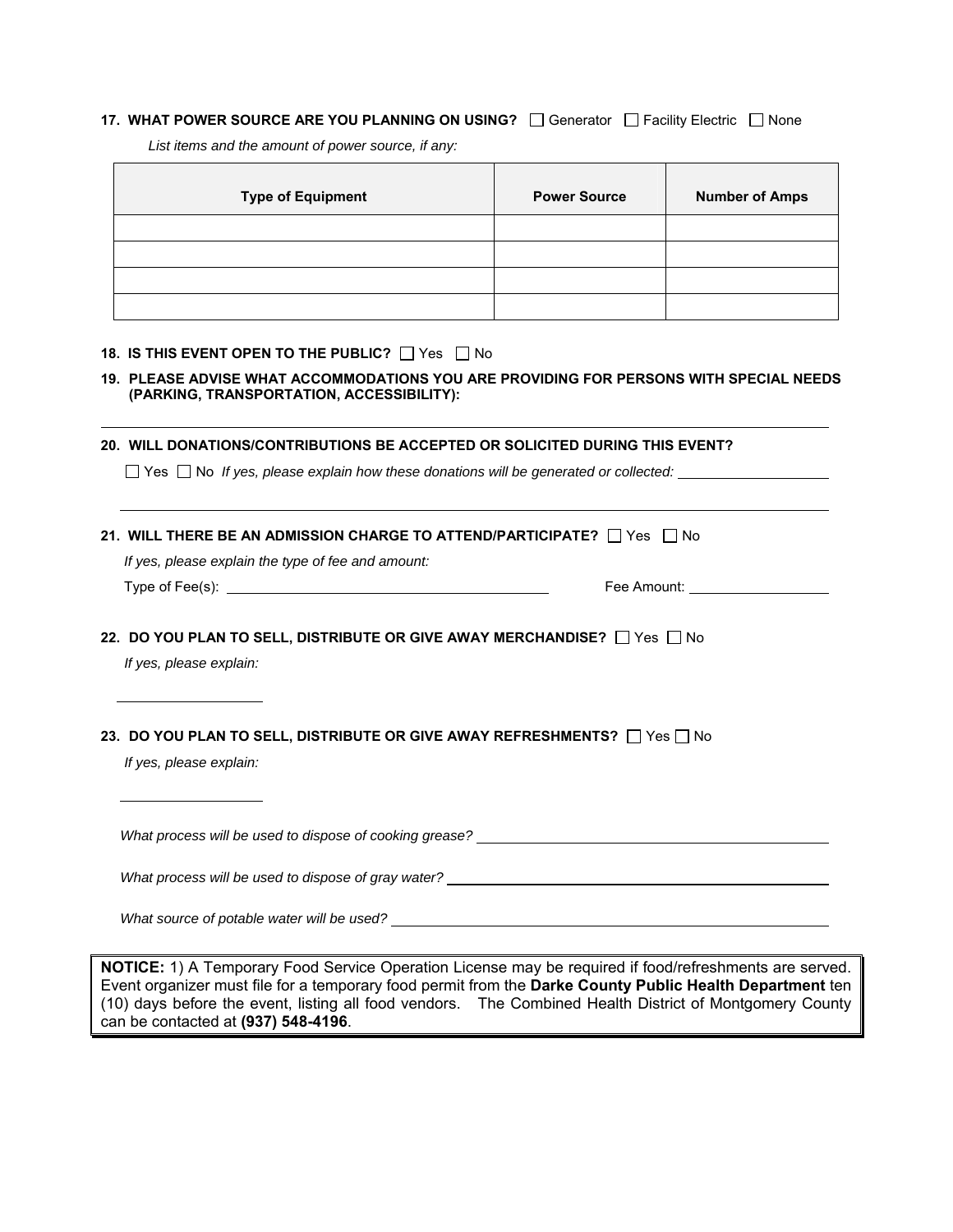**17. WHAT POWER SOURCE ARE YOU PLANNING ON USING?** ☐ Generator ☐ Facility Electric ☐ None

*List items and the amount of power source, if any:*

| Type of Equipment | Power Source | Number of Amps |
|---|---|---|
| | | |
| | | |
| | | |
| | | |

**18. IS THIS EVENT OPEN TO THE PUBLIC?** ☐ Yes ☐ No

**19. PLEASE ADVISE WHAT ACCOMMODATIONS YOU ARE PROVIDING FOR PERSONS WITH SPECIAL NEEDS (PARKING, TRANSPORTATION, ACCESSIBILITY):**

______________________________________________________________________

**20. WILL DONATIONS/CONTRIBUTIONS BE ACCEPTED OR SOLICITED DURING THIS EVENT?**

☐ Yes ☐ No *If yes, please explain how these donations will be generated or collected:* ____________________

______________________________________________________________________

**21. WILL THERE BE AN ADMISSION CHARGE TO ATTEND/PARTICIPATE?** ☐ Yes ☐ No

*If yes, please explain the type of fee and amount:*

Type of Fee(s): ________________________________ Fee Amount: __________________

**22. DO YOU PLAN TO SELL, DISTRIBUTE OR GIVE AWAY MERCHANDISE?** ☐ Yes ☐ No

*If yes, please explain:*

____________________

**23. DO YOU PLAN TO SELL, DISTRIBUTE OR GIVE AWAY REFRESHMENTS?** ☐ Yes ☐ No

*If yes, please explain:*

____________________

*What process will be used to dispose of cooking grease?* ______________________________

*What process will be used to dispose of gray water?* ______________________________

*What source of potable water will be used?* ______________________________

**NOTICE:** 1) A Temporary Food Service Operation License may be required if food/refreshments are served. Event organizer must file for a temporary food permit from the **Darke County Public Health Department** ten (10) days before the event, listing all food vendors. The Combined Health District of Montgomery County can be contacted at **(937) 548-4196**.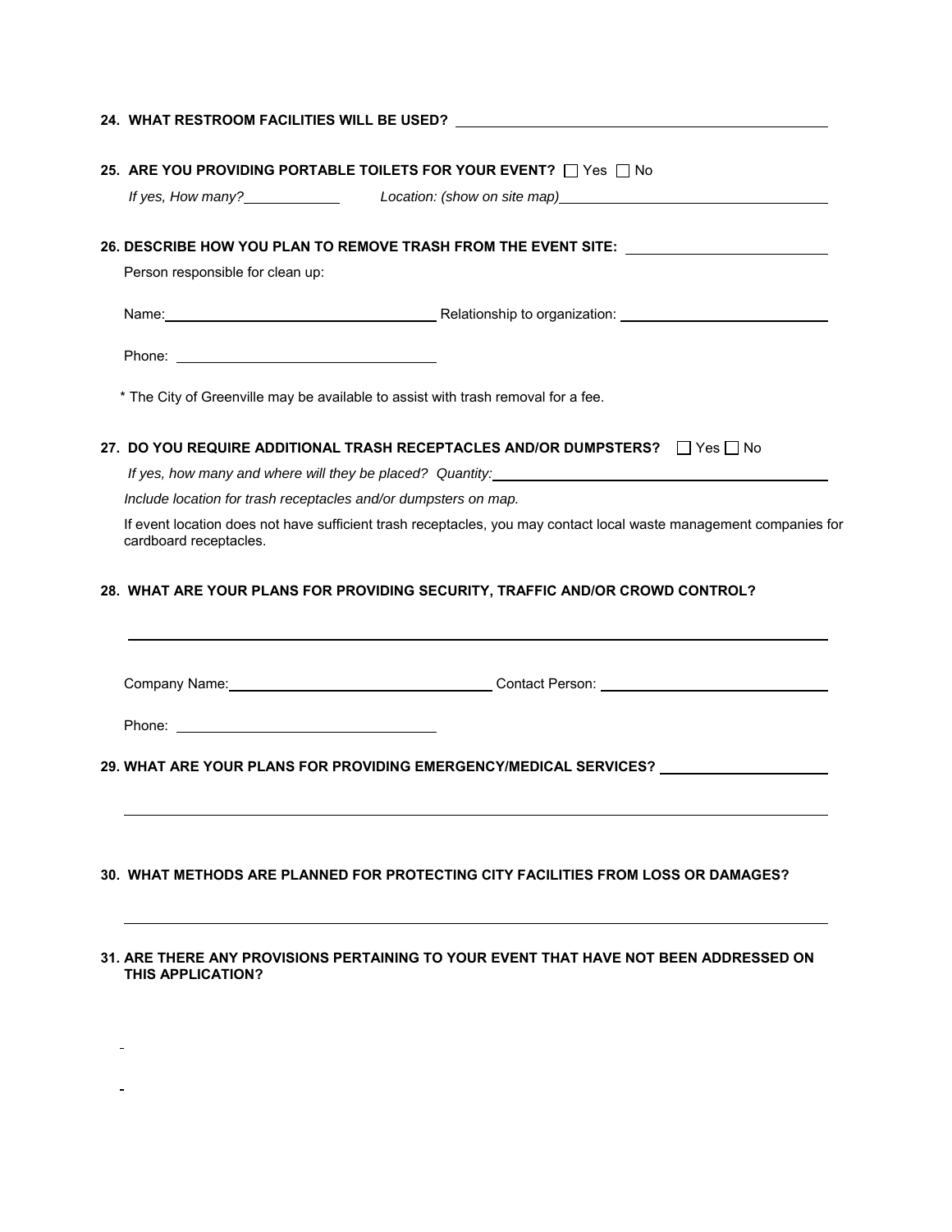**24. WHAT RESTROOM FACILITIES WILL BE USED?** \_\_\_\_\_\_\_\_\_\_\_\_\_\_\_\_\_\_\_\_\_\_\_\_\_\_\_\_\_\_\_\_

**25. ARE YOU PROVIDING PORTABLE TOILETS FOR YOUR EVENT?** ☐ Yes ☐ No

*If yes, How many?* \_\_\_\_\_\_\_\_\_\_ *Location: (show on site map)* \_\_\_\_\_\_\_\_\_\_\_\_\_\_\_\_\_\_\_\_\_\_\_\_

**26. DESCRIBE HOW YOU PLAN TO REMOVE TRASH FROM THE EVENT SITE:** \_\_\_\_\_\_\_\_\_\_\_\_\_\_\_\_\_\_

Person responsible for clean up:

Name: \_\_\_\_\_\_\_\_\_\_\_\_\_\_\_\_\_\_\_\_\_\_\_\_\_\_ Relationship to organization: \_\_\_\_\_\_\_\_\_\_\_\_\_\_\_\_\_\_\_\_

Phone: \_\_\_\_\_\_\_\_\_\_\_\_\_\_\_\_\_\_\_\_\_\_\_\_\_

\* The City of Greenville may be available to assist with trash removal for a fee.

**27. DO YOU REQUIRE ADDITIONAL TRASH RECEPTACLES AND/OR DUMPSTERS?** ☐ Yes ☐ No

*If yes, how many and where will they be placed? Quantity:* \_\_\_\_\_\_\_\_\_\_\_\_\_\_\_\_\_\_\_\_\_\_\_\_\_\_\_\_\_\_\_\_

*Include location for trash receptacles and/or dumpsters on map.*

If event location does not have sufficient trash receptacles, you may contact local waste management companies for cardboard receptacles.

**28. WHAT ARE YOUR PLANS FOR PROVIDING SECURITY, TRAFFIC AND/OR CROWD CONTROL?**

\_\_\_\_\_\_\_\_\_\_\_\_\_\_\_\_\_\_\_\_\_\_\_\_\_\_\_\_\_\_\_\_\_\_\_\_\_\_\_\_\_\_\_\_\_\_\_\_\_\_\_\_\_\_\_\_\_\_\_\_\_\_\_\_\_\_\_\_\_\_\_\_

Company Name: \_\_\_\_\_\_\_\_\_\_\_\_\_\_\_\_\_\_\_\_\_\_\_\_\_\_ Contact Person: \_\_\_\_\_\_\_\_\_\_\_\_\_\_\_\_\_\_\_\_\_\_\_

Phone: \_\_\_\_\_\_\_\_\_\_\_\_\_\_\_\_\_\_\_\_\_\_\_\_\_

**29. WHAT ARE YOUR PLANS FOR PROVIDING EMERGENCY/MEDICAL SERVICES?** \_\_\_\_\_\_\_\_\_\_\_\_\_\_\_\_\_

\_\_\_\_\_\_\_\_\_\_\_\_\_\_\_\_\_\_\_\_\_\_\_\_\_\_\_\_\_\_\_\_\_\_\_\_\_\_\_\_\_\_\_\_\_\_\_\_\_\_\_\_\_\_\_\_\_\_\_\_\_\_\_\_\_\_\_\_\_\_\_\_

**30. WHAT METHODS ARE PLANNED FOR PROTECTING CITY FACILITIES FROM LOSS OR DAMAGES?**

\_\_\_\_\_\_\_\_\_\_\_\_\_\_\_\_\_\_\_\_\_\_\_\_\_\_\_\_\_\_\_\_\_\_\_\_\_\_\_\_\_\_\_\_\_\_\_\_\_\_\_\_\_\_\_\_\_\_\_\_\_\_\_\_\_\_\_\_\_\_\_\_

**31. ARE THERE ANY PROVISIONS PERTAINING TO YOUR EVENT THAT HAVE NOT BEEN ADDRESSED ON THIS APPLICATION?**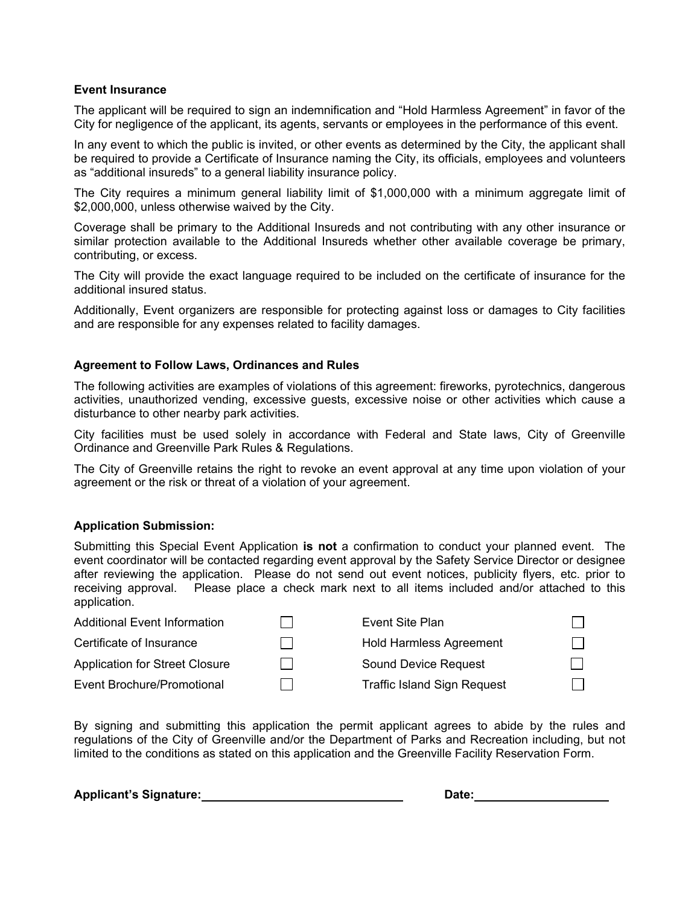**Event Insurance**

The applicant will be required to sign an indemnification and "Hold Harmless Agreement" in favor of the City for negligence of the applicant, its agents, servants or employees in the performance of this event.

In any event to which the public is invited, or other events as determined by the City, the applicant shall be required to provide a Certificate of Insurance naming the City, its officials, employees and volunteers as "additional insureds" to a general liability insurance policy.

The City requires a minimum general liability limit of $1,000,000 with a minimum aggregate limit of $2,000,000, unless otherwise waived by the City.

Coverage shall be primary to the Additional Insureds and not contributing with any other insurance or similar protection available to the Additional Insureds whether other available coverage be primary, contributing, or excess.

The City will provide the exact language required to be included on the certificate of insurance for the additional insured status.

Additionally, Event organizers are responsible for protecting against loss or damages to City facilities and are responsible for any expenses related to facility damages.

**Agreement to Follow Laws, Ordinances and Rules**

The following activities are examples of violations of this agreement: fireworks, pyrotechnics, dangerous activities, unauthorized vending, excessive guests, excessive noise or other activities which cause a disturbance to other nearby park activities.

City facilities must be used solely in accordance with Federal and State laws, City of Greenville Ordinance and Greenville Park Rules & Regulations.

The City of Greenville retains the right to revoke an event approval at any time upon violation of your agreement or the risk or threat of a violation of your agreement.

**Application Submission:**

Submitting this Special Event Application **is not** a confirmation to conduct your planned event. The event coordinator will be contacted regarding event approval by the Safety Service Director or designee after reviewing the application. Please do not send out event notices, publicity flyers, etc. prior to receiving approval. Please place a check mark next to all items included and/or attached to this application.

| | | | |
|---|---|---|---|
| Additional Event Information | ☐ | Event Site Plan | ☐ |
| Certificate of Insurance | ☐ | Hold Harmless Agreement | ☐ |
| Application for Street Closure | ☐ | Sound Device Request | ☐ |
| Event Brochure/Promotional | ☐ | Traffic Island Sign Request | ☐ |

By signing and submitting this application the permit applicant agrees to abide by the rules and regulations of the City of Greenville and/or the Department of Parks and Recreation including, but not limited to the conditions as stated on this application and the Greenville Facility Reservation Form.

**Applicant's Signature:** ______________________________ **Date:** ____________________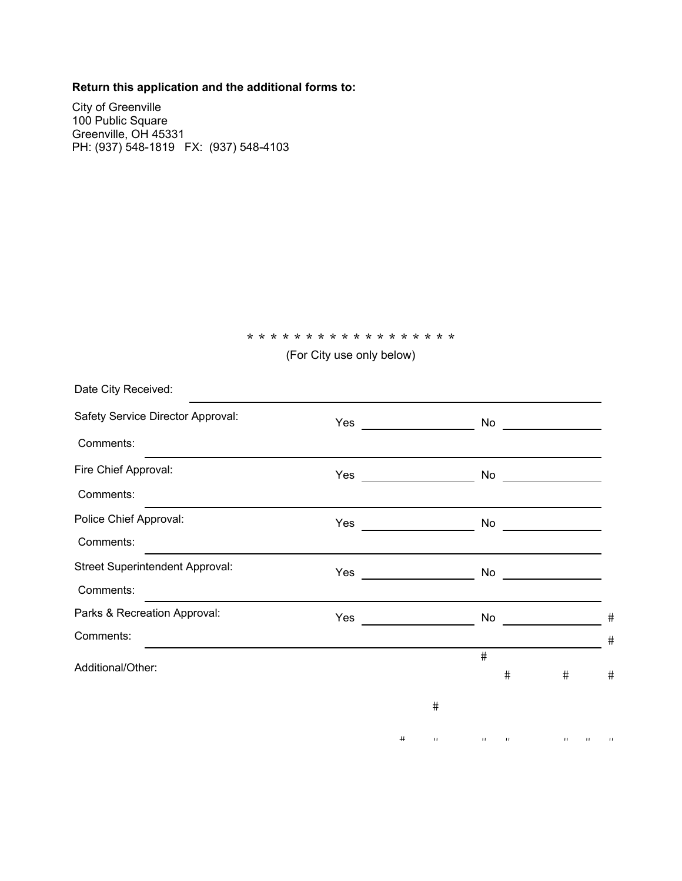**Return this application and the additional forms to:**

City of Greenville
100 Public Square
Greenville, OH 45331
PH: (937) 548-1819 FX: (937) 548-4103

\* \* \* \* \* \* \* \* \* \* \* \* \* \* \* \* \* \*

(For City use only below)

Date City Received: ______________________________________________

Safety Service Director Approval: Yes ______________ No ____________

Comments: ______________________________________________

Fire Chief Approval: Yes ______________ No ____________

Comments: ______________________________________________

Police Chief Approval: Yes ______________ No ____________

Comments: ______________________________________________

Street Superintendent Approval: Yes ______________ No ____________

Comments: ______________________________________________

Parks & Recreation Approval: Yes ______________ No ____________

Comments: ______________________________________________

Additional/Other: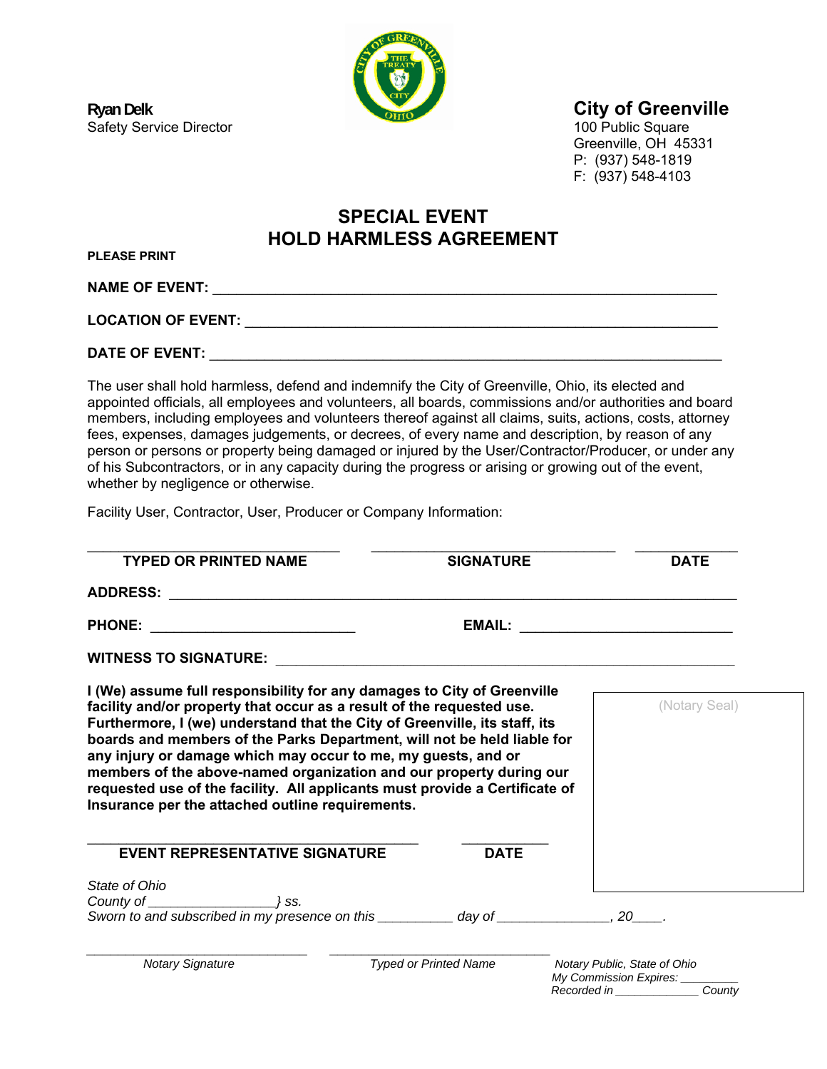**Ryan Delk**
Safety Service Director

**City of Greenville**
100 Public Square
Greenville, OH 45331
P: (937) 548-1819
F: (937) 548-4103

# SPECIAL EVENT
# HOLD HARMLESS AGREEMENT

**PLEASE PRINT**

**NAME OF EVENT:** ________________________________________________________________

**LOCATION OF EVENT:** ___________________________________________________________

**DATE OF EVENT:** _________________________________________________________________

The user shall hold harmless, defend and indemnify the City of Greenville, Ohio, its elected and appointed officials, all employees and volunteers, all boards, commissions and/or authorities and board members, including employees and volunteers thereof against all claims, suits, actions, costs, attorney fees, expenses, damages judgements, or decrees, of every name and description, by reason of any person or persons or property being damaged or injured by the User/Contractor/Producer, or under any of his Subcontractors, or in any capacity during the progress or arising or growing out of the event, whether by negligence or otherwise.

Facility User, Contractor, User, Producer or Company Information:

________________________________ ________________________________ ____________
**TYPED OR PRINTED NAME** **SIGNATURE** **DATE**

**ADDRESS:** ________________________________________________________________________

**PHONE:** __________________________ **EMAIL:** ___________________________

**WITNESS TO SIGNATURE:** ______________________________________________________

**I (We) assume full responsibility for any damages to City of Greenville facility and/or property that occur as a result of the requested use. Furthermore, I (we) understand that the City of Greenville, its staff, its boards and members of the Parks Department, will not be held liable for any injury or damage which may occur to me, my guests, and or members of the above-named organization and our property during our requested use of the facility. All applicants must provide a Certificate of Insurance per the attached outline requirements.**

(Notary Seal)

__________________________________________ ___________
**EVENT REPRESENTATIVE SIGNATURE** **DATE**

*State of Ohio*
*County of \_\_\_\_\_\_\_\_\_\_\_\_\_\_\_\_\_} ss.*
*Sworn to and subscribed in my presence on this \_\_\_\_\_\_\_\_\_\_ day of \_\_\_\_\_\_\_\_\_\_\_\_\_\_\_, 20\_\_\_\_.*

________________________________ ________________________________
*Notary Signature* *Typed or Printed Name*

*Notary Public, State of Ohio*
*My Commission Expires: \_\_\_\_\_\_\_\_\_*
*Recorded in \_\_\_\_\_\_\_\_\_\_\_\_\_ County*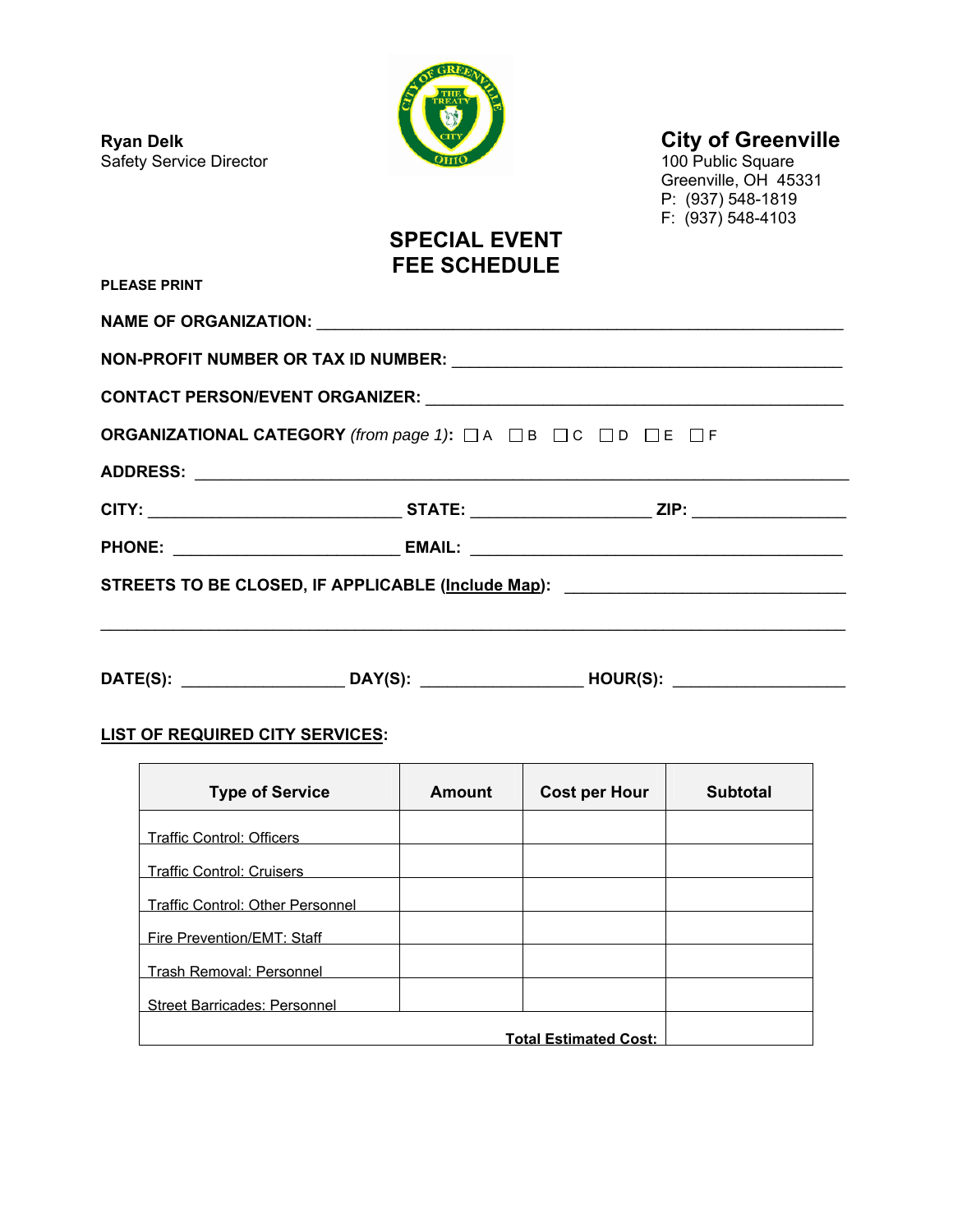**Ryan Delk**
Safety Service Director

## City of Greenville

100 Public Square
Greenville, OH 45331
P: (937) 548-1819
F: (937) 548-4103

# SPECIAL EVENT FEE SCHEDULE

**PLEASE PRINT**

**NAME OF ORGANIZATION:** ____________________________________________________________

**NON-PROFIT NUMBER OR TAX ID NUMBER:** _____________________________________________

**CONTACT PERSON/EVENT ORGANIZER:** ________________________________________________

**ORGANIZATIONAL CATEGORY** *(from page 1)*: ☐ A ☐ B ☐ C ☐ D ☐ E ☐ F

**ADDRESS:** _____________________________________________________________________

**CITY:** ____________________________ **STATE:** ____________________ **ZIP:** _________________

**PHONE:** _________________________ **EMAIL:** __________________________________________

**STREETS TO BE CLOSED, IF APPLICABLE (Include Map):** _______________________________

_______________________________________________________________________________

**DATE(S):** __________________ **DAY(S):** __________________ **HOUR(S):** ___________________

**LIST OF REQUIRED CITY SERVICES:**

| Type of Service | Amount | Cost per Hour | Subtotal |
|---|---|---|---|
| Traffic Control: Officers | | | |
| Traffic Control: Cruisers | | | |
| Traffic Control: Other Personnel | | | |
| Fire Prevention/EMT: Staff | | | |
| Trash Removal: Personnel | | | |
| Street Barricades: Personnel | | | |
| | | **Total Estimated Cost:** | |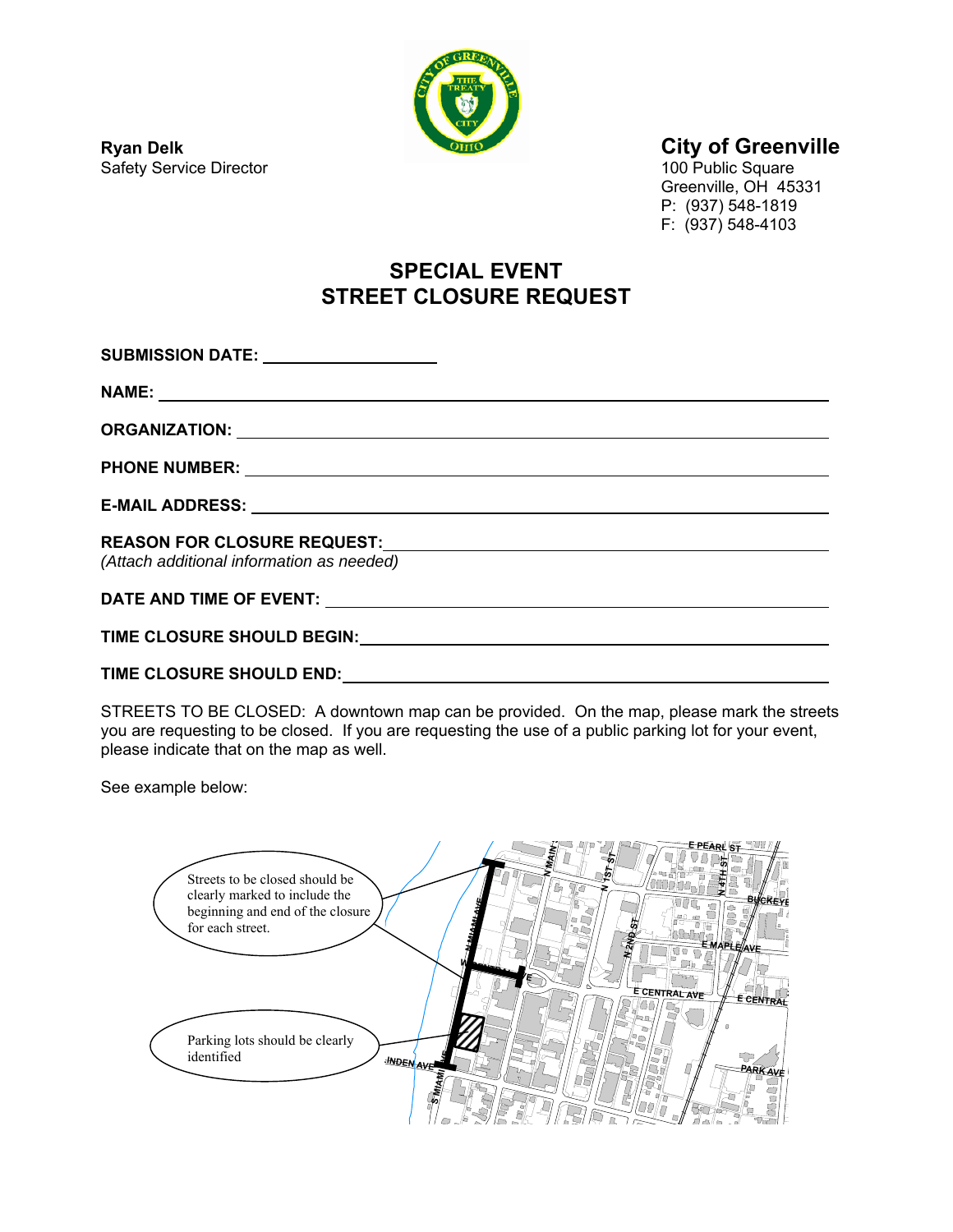**Ryan Delk**
Safety Service Director

**City of Greenville**
100 Public Square
Greenville, OH 45331
P: (937) 548-1819
F: (937) 548-4103

# SPECIAL EVENT
# STREET CLOSURE REQUEST

**SUBMISSION DATE:** ____________________

**NAME:** ____________________________________________________________

**ORGANIZATION:** ____________________________________________________________

**PHONE NUMBER:** ____________________________________________________________

**E-MAIL ADDRESS:** ____________________________________________________________

**REASON FOR CLOSURE REQUEST:** ____________________________________________________________
*(Attach additional information as needed)*

**DATE AND TIME OF EVENT:** ____________________________________________________________

**TIME CLOSURE SHOULD BEGIN:** ____________________________________________________________

**TIME CLOSURE SHOULD END:** ____________________________________________________________

STREETS TO BE CLOSED: A downtown map can be provided. On the map, please mark the streets you are requesting to be closed. If you are requesting the use of a public parking lot for your event, please indicate that on the map as well.

See example below:

Streets to be closed should be clearly marked to include the beginning and end of the closure for each street.

Parking lots should be clearly identified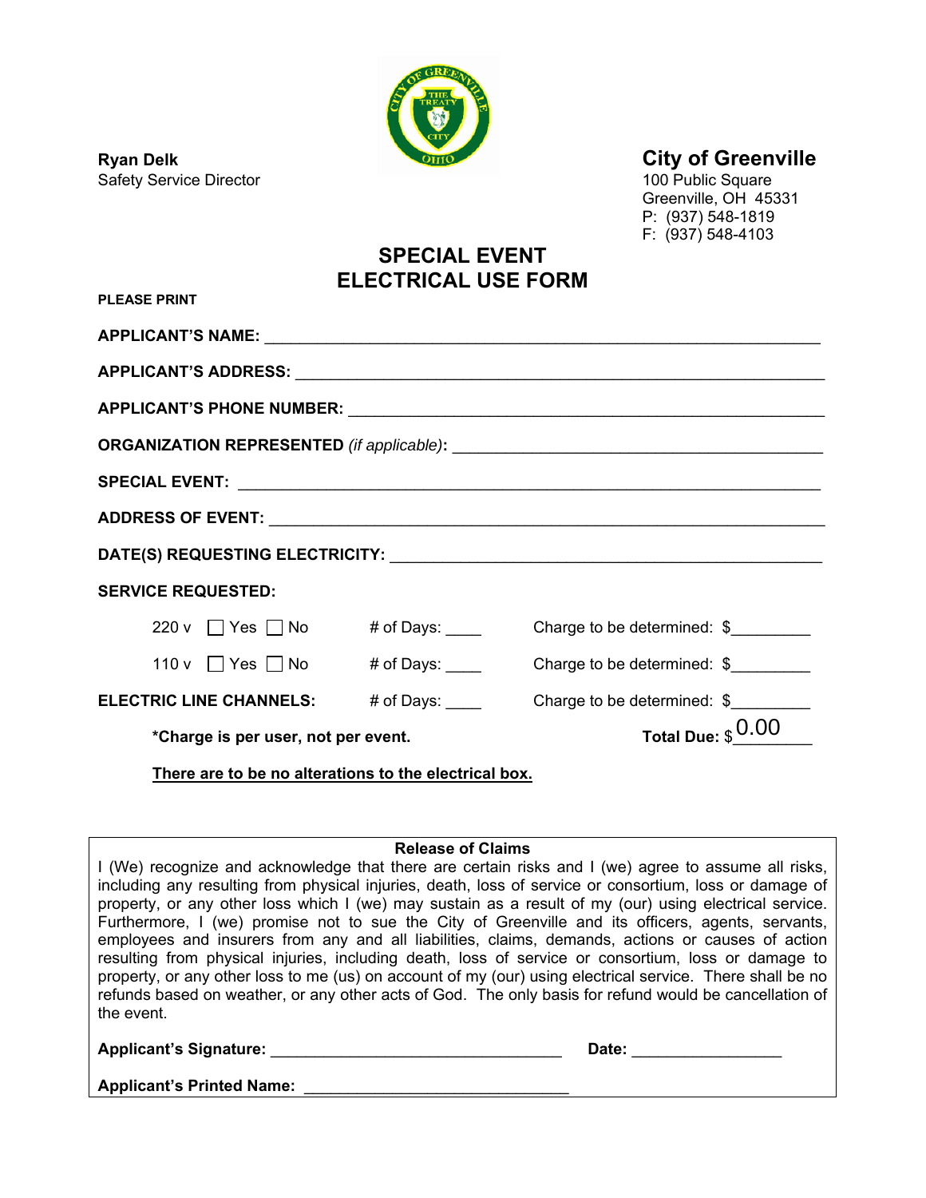**Ryan Delk**
Safety Service Director

## City of Greenville

100 Public Square
Greenville, OH 45331
P: (937) 548-1819
F: (937) 548-4103

# SPECIAL EVENT ELECTRICAL USE FORM

**PLEASE PRINT**

**APPLICANT'S NAME:** ______________________________________________________________

**APPLICANT'S ADDRESS:** ___________________________________________________________

**APPLICANT'S PHONE NUMBER:** ______________________________________________________

**ORGANIZATION REPRESENTED** *(if applicable)***:** _________________________________________

**SPECIAL EVENT:** _________________________________________________________________

**ADDRESS OF EVENT:** ______________________________________________________________

**DATE(S) REQUESTING ELECTRICITY:** _________________________________________________

**SERVICE REQUESTED:**

| | | | |
|---|---|---|---|
| 220 v | ☐ Yes ☐ No | # of Days: ____ | Charge to be determined: $_________ |
| 110 v | ☐ Yes ☐ No | # of Days: ____ | Charge to be determined: $_________ |
| **ELECTRIC LINE CHANNELS:** | | # of Days: ____ | Charge to be determined: $_________ |

**\*Charge is per user, not per event.** **Total Due:** $0.00

**There are to be no alterations to the electrical box.**

---

**Release of Claims**

I (We) recognize and acknowledge that there are certain risks and I (we) agree to assume all risks, including any resulting from physical injuries, death, loss of service or consortium, loss or damage of property, or any other loss which I (we) may sustain as a result of my (our) using electrical service. Furthermore, I (we) promise not to sue the City of Greenville and its officers, agents, servants, employees and insurers from any and all liabilities, claims, demands, actions or causes of action resulting from physical injuries, including death, loss of service or consortium, loss or damage to property, or any other loss to me (us) on account of my (our) using electrical service. There shall be no refunds based on weather, or any other acts of God. The only basis for refund would be cancellation of the event.

**Applicant's Signature:** _________________________________ **Date:** _________________

**Applicant's Printed Name:** ______________________________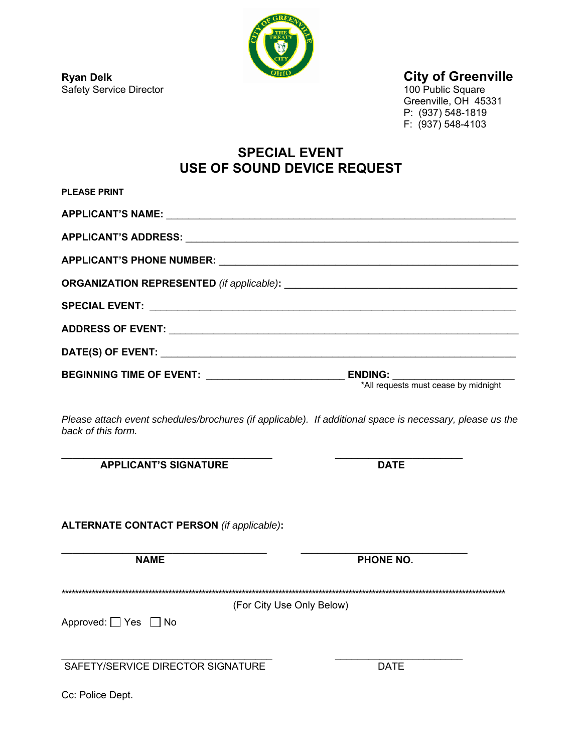**Ryan Delk**
Safety Service Director

**City of Greenville**
100 Public Square
Greenville, OH  45331
P:  (937) 548-1819
F:  (937) 548-4103

# SPECIAL EVENT
# USE OF SOUND DEVICE REQUEST

**PLEASE PRINT**

**APPLICANT'S NAME:** ______________________________________________________________

**APPLICANT'S ADDRESS:** ___________________________________________________________

**APPLICANT'S PHONE NUMBER:** _____________________________________________________

**ORGANIZATION REPRESENTED** *(if applicable)***:** ________________________________________

**SPECIAL EVENT:** _________________________________________________________________

**ADDRESS OF EVENT:** ______________________________________________________________

**DATE(S) OF EVENT:** _______________________________________________________________

**BEGINNING TIME OF EVENT:** ________________________ **ENDING:** ____________________

*All requests must cease by midnight

*Please attach event schedules/brochures (if applicable).  If additional space is necessary, please us the back of this form.*

_____________________________________ ______________________

**APPLICANT'S SIGNATURE** **DATE**

**ALTERNATE CONTACT PERSON** *(if applicable)***:**

_____________________________________ ______________________________

**NAME** **PHONE NO.**

*******************************************************************************************************************************

(For City Use Only Below)

Approved: ☐ Yes ☐ No

_____________________________________ ______________________

SAFETY/SERVICE DIRECTOR SIGNATURE DATE

Cc: Police Dept.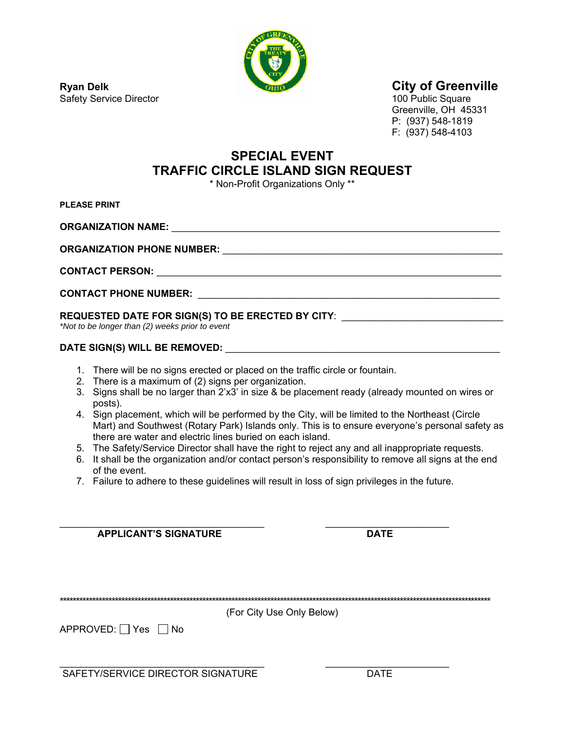**Ryan Delk**
Safety Service Director

**City of Greenville**
100 Public Square
Greenville, OH 45331
P: (937) 548-1819
F: (937) 548-4103

# SPECIAL EVENT
# TRAFFIC CIRCLE ISLAND SIGN REQUEST

* Non-Profit Organizations Only **

**PLEASE PRINT**

**ORGANIZATION NAME:** ______________________________________________________________

**ORGANIZATION PHONE NUMBER:** ____________________________________________________

**CONTACT PERSON:** _________________________________________________________________

**CONTACT PHONE NUMBER:** ________________________________________________________

**REQUESTED DATE FOR SIGN(S) TO BE ERECTED BY CITY**: ___________________________
*\*Not to be longer than (2) weeks prior to event*

**DATE SIGN(S) WILL BE REMOVED:** ___________________________________________________

1. There will be no signs erected or placed on the traffic circle or fountain.
2. There is a maximum of (2) signs per organization.
3. Signs shall be no larger than 2'x3' in size & be placement ready (already mounted on wires or posts).
4. Sign placement, which will be performed by the City, will be limited to the Northeast (Circle Mart) and Southwest (Rotary Park) Islands only. This is to ensure everyone's personal safety as there are water and electric lines buried on each island.
5. The Safety/Service Director shall have the right to reject any and all inappropriate requests.
6. It shall be the organization and/or contact person's responsibility to remove all signs at the end of the event.
7. Failure to adhere to these guidelines will result in loss of sign privileges in the future.

_____________________________________ _____________________
**APPLICANT'S SIGNATURE** **DATE**

\*\*\*\*\*\*\*\*\*\*\*\*\*\*\*\*\*\*\*\*\*\*\*\*\*\*\*\*\*\*\*\*\*\*\*\*\*\*\*\*\*\*\*\*\*\*\*\*\*\*\*\*\*\*\*\*\*\*\*\*\*\*\*\*\*\*\*\*\*\*\*\*\*\*\*\*\*\*\*\*\*\*\*\*\*\*\*\*\*\*

(For City Use Only Below)

APPROVED: ☐ Yes ☐ No

_____________________________________ _____________________
SAFETY/SERVICE DIRECTOR SIGNATURE DATE